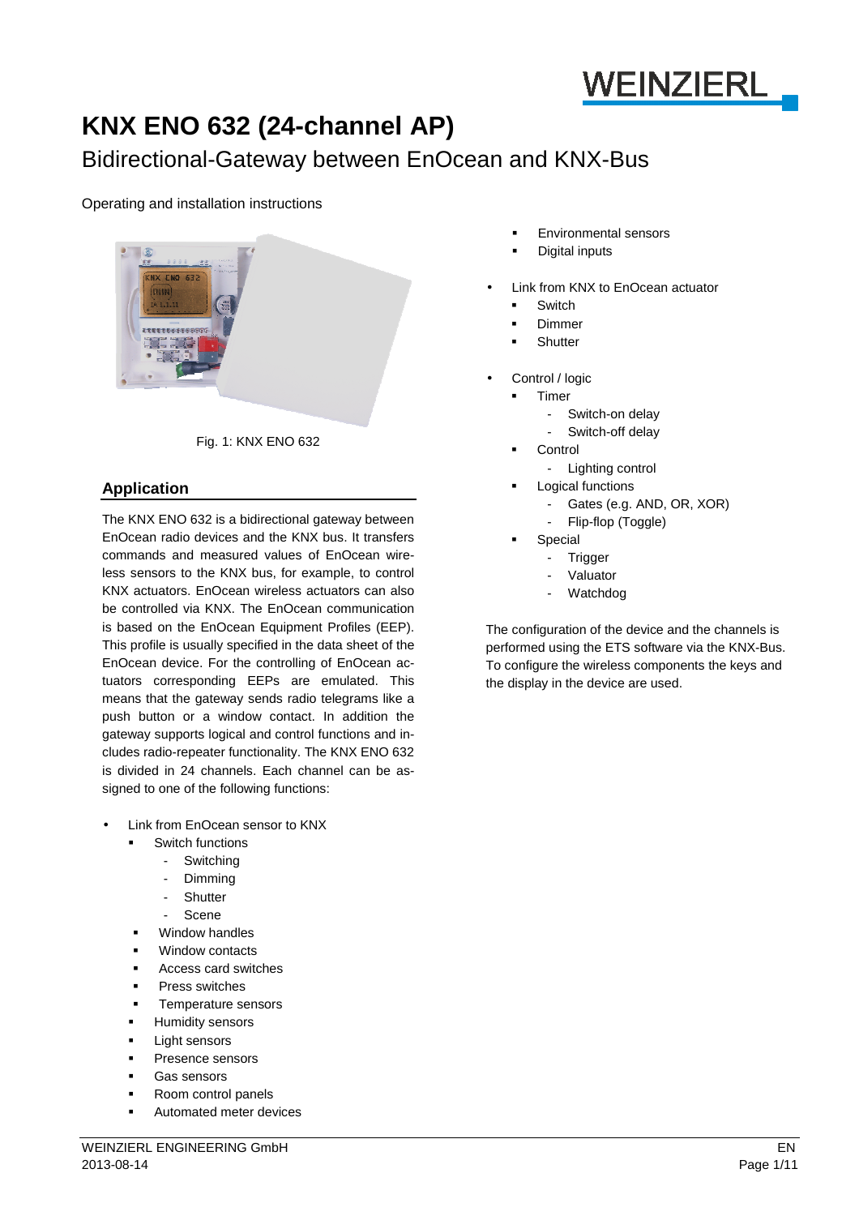WEINZIERL

# KNX ENO 632 (24-channel AP)

## Bidirectional-Gateway between EnOcean and KNX-Bus

Operating and installation instructions

Fig. 1: KNX ENO 632

## Application

The KNX ENO 632 is a bidirectional gateway between EnOcean radio devices and the KNX bus. It transfers commands and measured values of EnOcean wireless sensors to the KNX bus, for example, to control KNX actuators. EnOcean wireless actuators can also be controlled via KNX. The EnOcean communication is based on the EnOcean Equipment Profiles (EEP). This profile is usually specified in the data sheet of the EnOcean device. For the controlling of EnOcean actuators corresponding EEPs are emulated. This means that the gateway sends radio telegrams like a push button or a window contact. In addition the gateway supports logical and control functions and includes radio-repeater functionality. The KNX ENO 632 is divided in 24 channels. Each channel can be assigned to one of the following functions:

- Link from EnOcean sensor to KNX
  - Switch functions
    - Switching
    - Dimming
    - Shutter
    - Scene
  - Window handles
  - Window contacts
  - Access card switches
  - Press switches
  - Temperature sensors
  - Humidity sensors
  - Light sensors
  - Presence sensors
  - Gas sensors
  - Room control panels
  - Automated meter devices
  - Environmental sensors
  - Digital inputs
- Link from KNX to EnOcean actuator
  - Switch
  - Dimmer
  - Shutter
- Control / logic
  - Timer
    - Switch-on delay
    - Switch-off delay
  - Control
    - Lighting control
  - Logical functions
    - Gates (e.g. AND, OR, XOR)
    - Flip-flop (Toggle)
  - Special
    - Trigger
    - Valuator
    - Watchdog

The configuration of the device and the channels is performed using the ETS software via the KNX-Bus. To configure the wireless components the keys and the display in the device are used.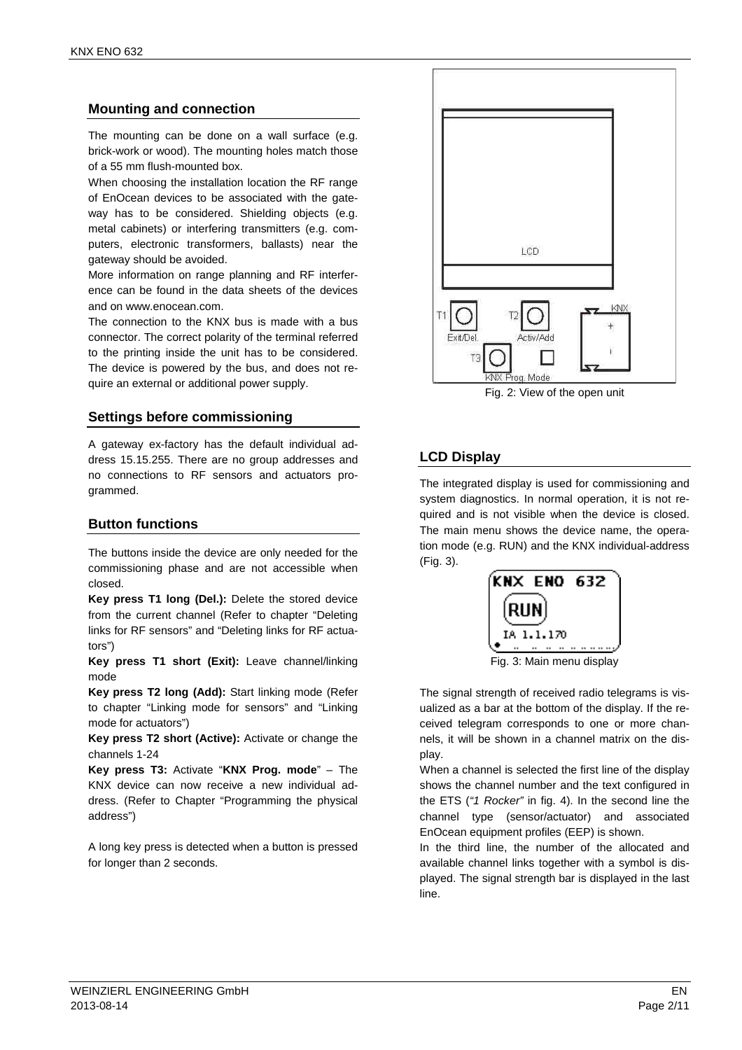## Mounting and connection

The mounting can be done on a wall surface (e.g. brick-work or wood). The mounting holes match those of a 55 mm flush-mounted box.

When choosing the installation location the RF range of EnOcean devices to be associated with the gateway has to be considered. Shielding objects (e.g. metal cabinets) or interfering transmitters (e.g. computers, electronic transformers, ballasts) near the gateway should be avoided.

More information on range planning and RF interference can be found in the data sheets of the devices and on www.enocean.com.

The connection to the KNX bus is made with a bus connector. The correct polarity of the terminal referred to the printing inside the unit has to be considered. The device is powered by the bus, and does not require an external or additional power supply.

## Settings before commissioning

A gateway ex-factory has the default individual address 15.15.255. There are no group addresses and no connections to RF sensors and actuators programmed.

## Button functions

The buttons inside the device are only needed for the commissioning phase and are not accessible when closed.

**Key press T1 long (Del.):** Delete the stored device from the current channel (Refer to chapter "Deleting links for RF sensors" and "Deleting links for RF actuators")

**Key press T1 short (Exit):** Leave channel/linking mode

**Key press T2 long (Add):** Start linking mode (Refer to chapter "Linking mode for sensors" and "Linking mode for actuators")

**Key press T2 short (Active):** Activate or change the channels 1-24

**Key press T3:** Activate "**KNX Prog. mode**" – The KNX device can now receive a new individual address. (Refer to Chapter "Programming the physical address")

A long key press is detected when a button is pressed for longer than 2 seconds.

Fig. 2: View of the open unit

## LCD Display

The integrated display is used for commissioning and system diagnostics. In normal operation, it is not required and is not visible when the device is closed. The main menu shows the device name, the operation mode (e.g. RUN) and the KNX individual-address (Fig. 3).

Fig. 3: Main menu display

The signal strength of received radio telegrams is visualized as a bar at the bottom of the display. If the received telegram corresponds to one or more channels, it will be shown in a channel matrix on the display.

When a channel is selected the first line of the display shows the channel number and the text configured in the ETS (*"1 Rocker"* in fig. 4). In the second line the channel type (sensor/actuator) and associated EnOcean equipment profiles (EEP) is shown.

In the third line, the number of the allocated and available channel links together with a symbol is displayed. The signal strength bar is displayed in the last line.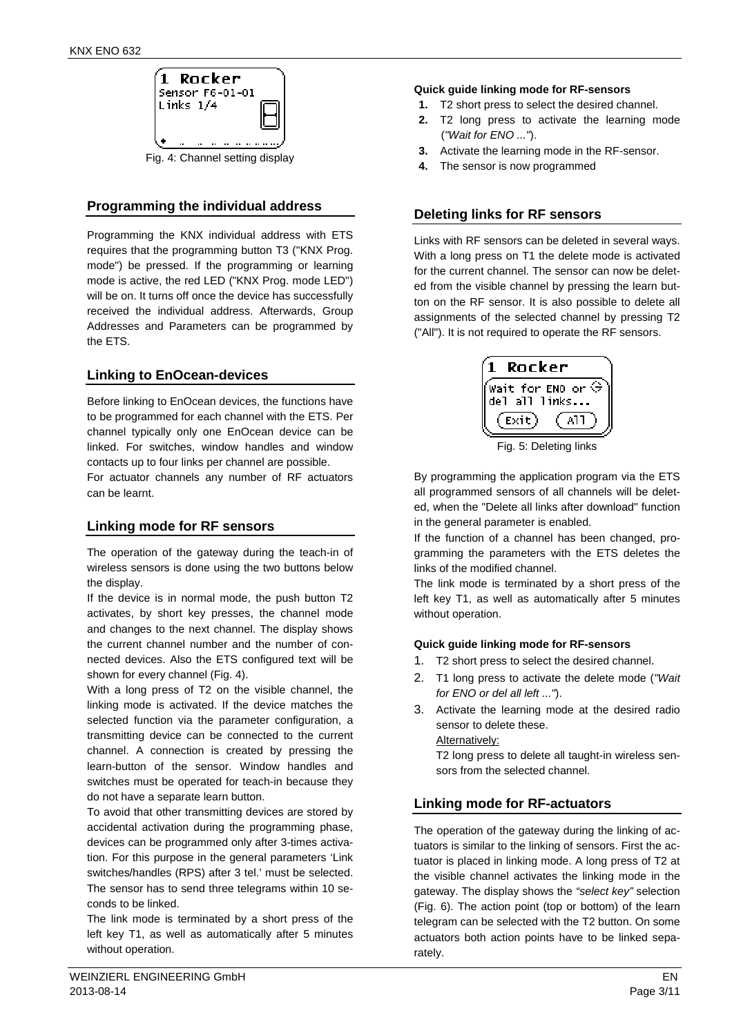1 Rocker
Sensor F6-01-01
Links 1/4

Fig. 4: Channel setting display

## Programming the individual address

Programming the KNX individual address with ETS requires that the programming button T3 ("KNX Prog. mode") be pressed. If the programming or learning mode is active, the red LED ("KNX Prog. mode LED") will be on. It turns off once the device has successfully received the individual address. Afterwards, Group Addresses and Parameters can be programmed by the ETS.

## Linking to EnOcean-devices

Before linking to EnOcean devices, the functions have to be programmed for each channel with the ETS. Per channel typically only one EnOcean device can be linked. For switches, window handles and window contacts up to four links per channel are possible.
For actuator channels any number of RF actuators can be learnt.

## Linking mode for RF sensors

The operation of the gateway during the teach-in of wireless sensors is done using the two buttons below the display.

If the device is in normal mode, the push button T2 activates, by short key presses, the channel mode and changes to the next channel. The display shows the current channel number and the number of connected devices. Also the ETS configured text will be shown for every channel (Fig. 4).

With a long press of T2 on the visible channel, the linking mode is activated. If the device matches the selected function via the parameter configuration, a transmitting device can be connected to the current channel. A connection is created by pressing the learn-button of the sensor. Window handles and switches must be operated for teach-in because they do not have a separate learn button.

To avoid that other transmitting devices are stored by accidental activation during the programming phase, devices can be programmed only after 3-times activation. For this purpose in the general parameters 'Link switches/handles (RPS) after 3 tel.' must be selected. The sensor has to send three telegrams within 10 seconds to be linked.

The link mode is terminated by a short press of the left key T1, as well as automatically after 5 minutes without operation.

**Quick guide linking mode for RF-sensors**

1. T2 short press to select the desired channel.
2. T2 long press to activate the learning mode (*"Wait for ENO ..."*).
3. Activate the learning mode in the RF-sensor.
4. The sensor is now programmed

## Deleting links for RF sensors

Links with RF sensors can be deleted in several ways. With a long press on T1 the delete mode is activated for the current channel. The sensor can now be deleted from the visible channel by pressing the learn button on the RF sensor. It is also possible to delete all assignments of the selected channel by pressing T2 ("All"). It is not required to operate the RF sensors.

1 Rocker
Wait for ENO or
del all links...
Exit All

Fig. 5: Deleting links

By programming the application program via the ETS all programmed sensors of all channels will be deleted, when the "Delete all links after download" function in the general parameter is enabled.

If the function of a channel has been changed, programming the parameters with the ETS deletes the links of the modified channel.

The link mode is terminated by a short press of the left key T1, as well as automatically after 5 minutes without operation.

**Quick guide linking mode for RF-sensors**

1. T2 short press to select the desired channel.
2. T1 long press to activate the delete mode (*"Wait for ENO or del all left ..."*).
3. Activate the learning mode at the desired radio sensor to delete these.
   Alternatively:
   T2 long press to delete all taught-in wireless sensors from the selected channel.

## Linking mode for RF-actuators

The operation of the gateway during the linking of actuators is similar to the linking of sensors. First the actuator is placed in linking mode. A long press of T2 at the visible channel activates the linking mode in the gateway. The display shows the *"select key"* selection (Fig. 6). The action point (top or bottom) of the learn telegram can be selected with the T2 button. On some actuators both action points have to be linked separately.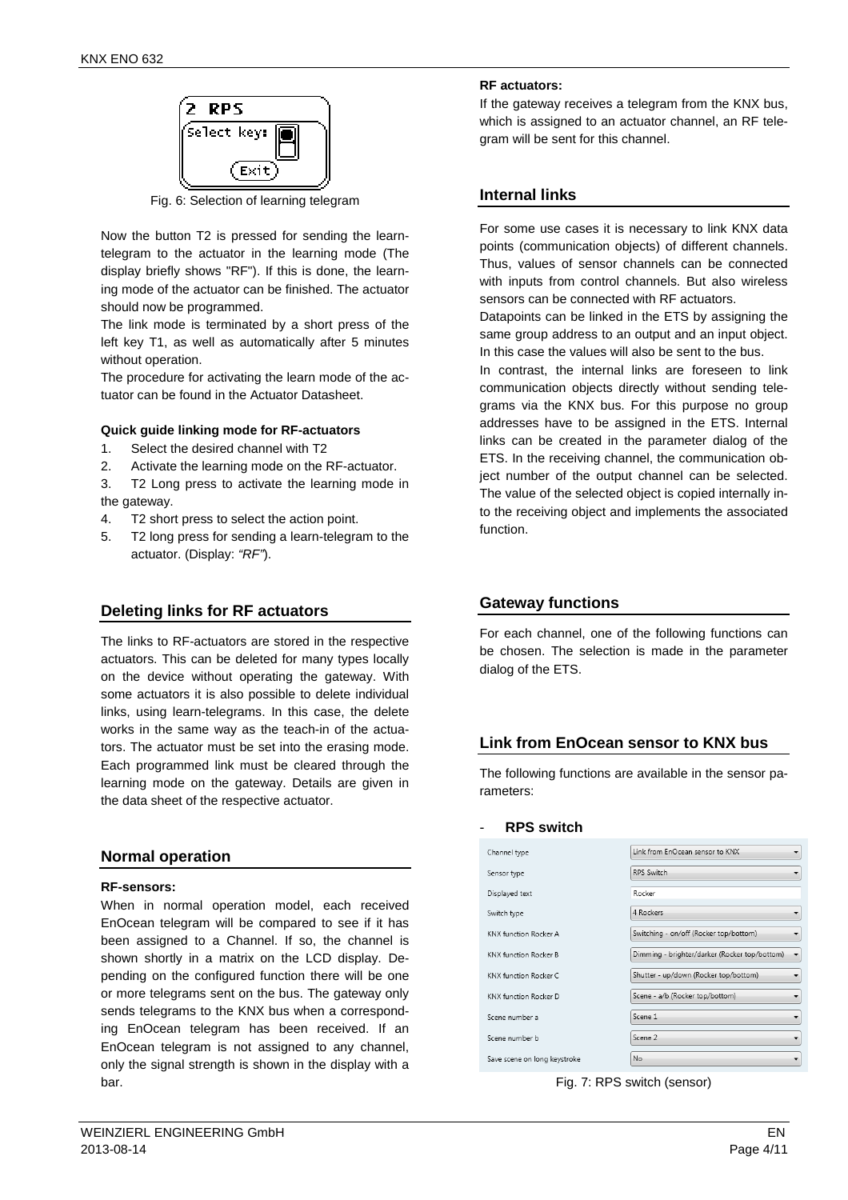Fig. 6: Selection of learning telegram

Now the button T2 is pressed for sending the learn-telegram to the actuator in the learning mode (The display briefly shows "RF"). If this is done, the learning mode of the actuator can be finished. The actuator should now be programmed.

The link mode is terminated by a short press of the left key T1, as well as automatically after 5 minutes without operation.

The procedure for activating the learn mode of the actuator can be found in the Actuator Datasheet.

**Quick guide linking mode for RF-actuators**

1. Select the desired channel with T2
2. Activate the learning mode on the RF-actuator.
3. T2 Long press to activate the learning mode in the gateway.
4. T2 short press to select the action point.
5. T2 long press for sending a learn-telegram to the actuator. (Display: *"RF"*).

## Deleting links for RF actuators

The links to RF-actuators are stored in the respective actuators. This can be deleted for many types locally on the device without operating the gateway. With some actuators it is also possible to delete individual links, using learn-telegrams. In this case, the delete works in the same way as the teach-in of the actuators. The actuator must be set into the erasing mode. Each programmed link must be cleared through the learning mode on the gateway. Details are given in the data sheet of the respective actuator.

## Normal operation

**RF-sensors:**

When in normal operation model, each received EnOcean telegram will be compared to see if it has been assigned to a Channel. If so, the channel is shown shortly in a matrix on the LCD display. Depending on the configured function there will be one or more telegrams sent on the bus. The gateway only sends telegrams to the KNX bus when a corresponding EnOcean telegram has been received. If an EnOcean telegram is not assigned to any channel, only the signal strength is shown in the display with a bar.

**RF actuators:**

If the gateway receives a telegram from the KNX bus, which is assigned to an actuator channel, an RF telegram will be sent for this channel.

## Internal links

For some use cases it is necessary to link KNX data points (communication objects) of different channels. Thus, values of sensor channels can be connected with inputs from control channels. But also wireless sensors can be connected with RF actuators.

Datapoints can be linked in the ETS by assigning the same group address to an output and an input object. In this case the values will also be sent to the bus.

In contrast, the internal links are foreseen to link communication objects directly without sending telegrams via the KNX bus. For this purpose no group addresses have to be assigned in the ETS. Internal links can be created in the parameter dialog of the ETS. In the receiving channel, the communication object number of the output channel can be selected. The value of the selected object is copied internally into the receiving object and implements the associated function.

## Gateway functions

For each channel, one of the following functions can be chosen. The selection is made in the parameter dialog of the ETS.

## Link from EnOcean sensor to KNX bus

The following functions are available in the sensor parameters:

- **RPS switch**

| | |
|---|---|
| Channel type | Link from EnOcean sensor to KNX |
| Sensor type | RPS Switch |
| Displayed text | Rocker |
| Switch type | 4 Rockers |
| KNX function Rocker A | Switching - on/off (Rocker top/bottom) |
| KNX function Rocker B | Dimming - brighter/darker (Rocker top/bottom) |
| KNX function Rocker C | Shutter - up/down (Rocker top/bottom) |
| KNX function Rocker D | Scene - a/b (Rocker top/bottom) |
| Scene number a | Scene 1 |
| Scene number b | Scene 2 |
| Save scene on long keystroke | No |

Fig. 7: RPS switch (sensor)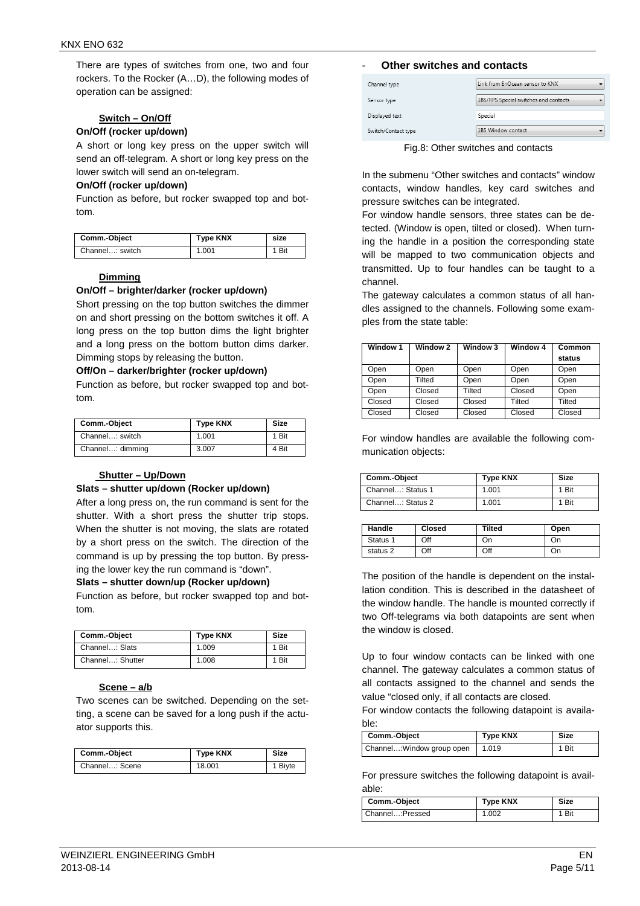There are types of switches from one, two and four rockers. To the Rocker (A…D), the following modes of operation can be assigned:

**Switch – On/Off**

**On/Off (rocker up/down)**

A short or long key press on the upper switch will send an off-telegram. A short or long key press on the lower switch will send an on-telegram.

**On/Off (rocker up/down)**

Function as before, but rocker swapped top and bottom.

| Comm.-Object | Type KNX | size |
|---|---|---|
| Channel…: switch | 1.001 | 1 Bit |

**Dimming**

**On/Off – brighter/darker (rocker up/down)**

Short pressing on the top button switches the dimmer on and short pressing on the bottom switches it off. A long press on the top button dims the light brighter and a long press on the bottom button dims darker. Dimming stops by releasing the button.

**Off/On – darker/brighter (rocker up/down)**

Function as before, but rocker swapped top and bottom.

| Comm.-Object | Type KNX | Size |
|---|---|---|
| Channel…: switch | 1.001 | 1 Bit |
| Channel…: dimming | 3.007 | 4 Bit |

**Shutter – Up/Down**

**Slats – shutter up/down (Rocker up/down)**

After a long press on, the run command is sent for the shutter. With a short press the shutter trip stops. When the shutter is not moving, the slats are rotated by a short press on the switch. The direction of the command is up by pressing the top button. By pressing the lower key the run command is "down".

**Slats – shutter down/up (Rocker up/down)**

Function as before, but rocker swapped top and bottom.

| Comm.-Object | Type KNX | Size |
|---|---|---|
| Channel…: Slats | 1.009 | 1 Bit |
| Channel…: Shutter | 1.008 | 1 Bit |

**Scene – a/b**

Two scenes can be switched. Depending on the setting, a scene can be saved for a long push if the actuator supports this.

| Comm.-Object | Type KNX | Size |
|---|---|---|
| Channel…: Scene | 18.001 | 1 Biyte |

- **Other switches and contacts**

| | |
|---|---|
| Channel type | Link from EnOcean sensor to KNX |
| Sensor type | 1BS/RPS Special switches and contacts |
| Displayed text | Special |
| Switch/Contact type | 1BS Window contact |

Fig.8: Other switches and contacts

In the submenu "Other switches and contacts" window contacts, window handles, key card switches and pressure switches can be integrated.

For window handle sensors, three states can be detected. (Window is open, tilted or closed). When turning the handle in a position the corresponding state will be mapped to two communication objects and transmitted. Up to four handles can be taught to a channel.

The gateway calculates a common status of all handles assigned to the channels. Following some examples from the state table:

| Window 1 | Window 2 | Window 3 | Window 4 | Common status |
|---|---|---|---|---|
| Open | Open | Open | Open | Open |
| Open | Tilted | Open | Open | Open |
| Open | Closed | Tilted | Closed | Open |
| Closed | Closed | Closed | Tilted | Tilted |
| Closed | Closed | Closed | Closed | Closed |

For window handles are available the following communication objects:

| Comm.-Object | Type KNX | Size |
|---|---|---|
| Channel…: Status 1 | 1.001 | 1 Bit |
| Channel…: Status 2 | 1.001 | 1 Bit |

| Handle | Closed | Tilted | Open |
|---|---|---|---|
| Status 1 | Off | On | On |
| status 2 | Off | Off | On |

The position of the handle is dependent on the installation condition. This is described in the datasheet of the window handle. The handle is mounted correctly if two Off-telegrams via both datapoints are sent when the window is closed.

Up to four window contacts can be linked with one channel. The gateway calculates a common status of all contacts assigned to the channel and sends the value "closed only, if all contacts are closed.

For window contacts the following datapoint is available:

| Comm.-Object | Type KNX | Size |
|---|---|---|
| Channel…:Window group open | 1.019 | 1 Bit |

For pressure switches the following datapoint is available:

| Comm.-Object | Type KNX | Size |
|---|---|---|
| Channel…:Pressed | 1.002 | 1 Bit |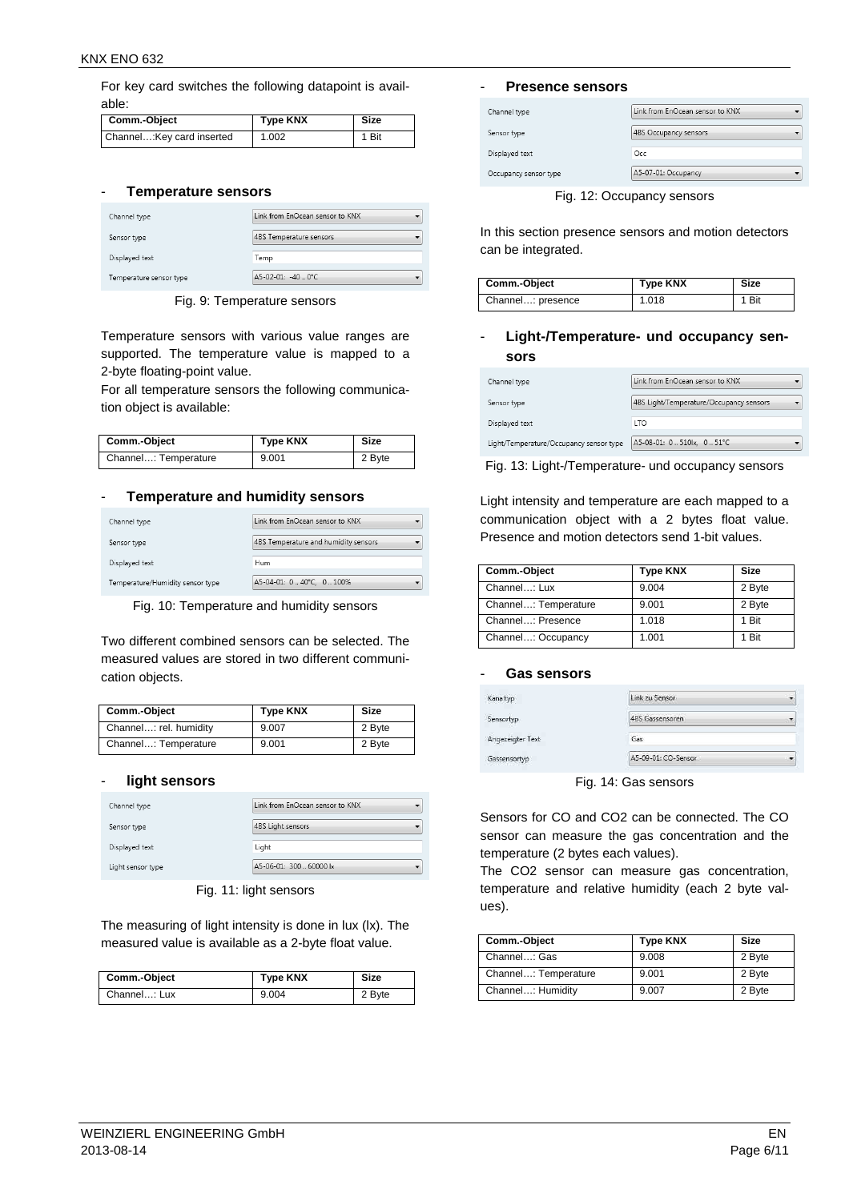For key card switches the following datapoint is available:

| Comm.-Object | Type KNX | Size |
|---|---|---|
| Channel…:Key card inserted | 1.002 | 1 Bit |

- **Temperature sensors**

Fig. 9: Temperature sensors

Temperature sensors with various value ranges are supported. The temperature value is mapped to a 2-byte floating-point value.

For all temperature sensors the following communication object is available:

| Comm.-Object | Type KNX | Size |
|---|---|---|
| Channel…: Temperature | 9.001 | 2 Byte |

- **Temperature and humidity sensors**

Fig. 10: Temperature and humidity sensors

Two different combined sensors can be selected. The measured values are stored in two different communication objects.

| Comm.-Object | Type KNX | Size |
|---|---|---|
| Channel…: rel. humidity | 9.007 | 2 Byte |
| Channel…: Temperature | 9.001 | 2 Byte |

- **light sensors**

Fig. 11: light sensors

The measuring of light intensity is done in lux (lx). The measured value is available as a 2-byte float value.

| Comm.-Object | Type KNX | Size |
|---|---|---|
| Channel…: Lux | 9.004 | 2 Byte |

- **Presence sensors**

Fig. 12: Occupancy sensors

In this section presence sensors and motion detectors can be integrated.

| Comm.-Object | Type KNX | Size |
|---|---|---|
| Channel…: presence | 1.018 | 1 Bit |

- **Light-/Temperature- und occupancy sensors**

Fig. 13: Light-/Temperature- und occupancy sensors

Light intensity and temperature are each mapped to a communication object with a 2 bytes float value. Presence and motion detectors send 1-bit values.

| Comm.-Object | Type KNX | Size |
|---|---|---|
| Channel…: Lux | 9.004 | 2 Byte |
| Channel…: Temperature | 9.001 | 2 Byte |
| Channel…: Presence | 1.018 | 1 Bit |
| Channel…: Occupancy | 1.001 | 1 Bit |

- **Gas sensors**

Fig. 14: Gas sensors

Sensors for CO and $CO_2$ can be connected. The CO sensor can measure the gas concentration and the temperature (2 bytes each values).

The $CO_2$ sensor can measure gas concentration, temperature and relative humidity (each 2 byte values).

| Comm.-Object | Type KNX | Size |
|---|---|---|
| Channel…: Gas | 9.008 | 2 Byte |
| Channel…: Temperature | 9.001 | 2 Byte |
| Channel…: Humidity | 9.007 | 2 Byte |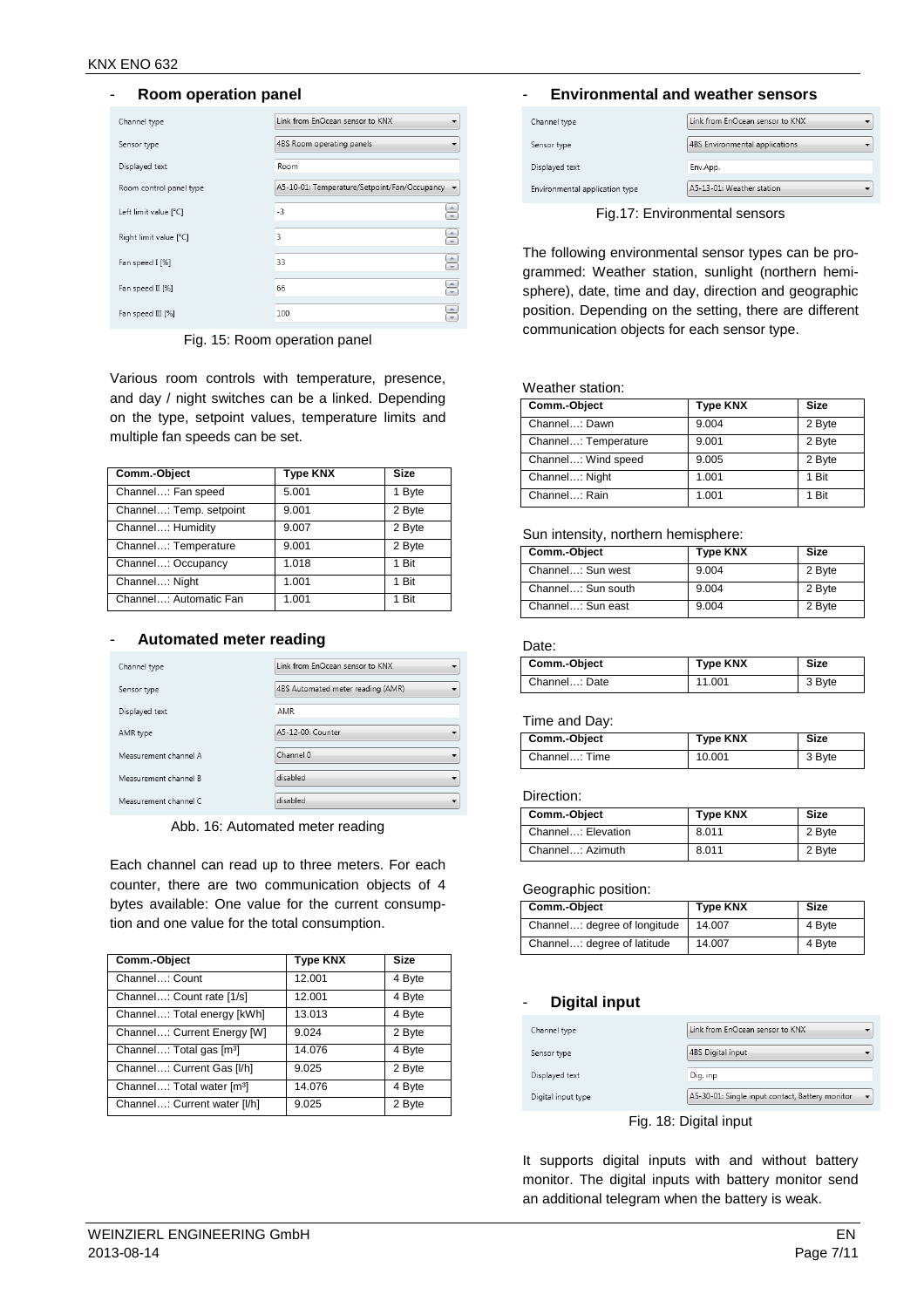## - Room operation panel

| Channel type | Link from EnOcean sensor to KNX |
|---|---|
| Sensor type | 4BS Room operating panels |
| Displayed text | Room |
| Room control panel type | A5-10-01: Temperature/Setpoint/Fan/Occupancy |
| Left limit value [°C] | -3 |
| Right limit value [°C] | 3 |
| Fan speed I [%] | 33 |
| Fan speed II [%] | 66 |
| Fan speed III [%] | 100 |

Fig. 15: Room operation panel

Various room controls with temperature, presence, and day / night switches can be a linked. Depending on the type, setpoint values, temperature limits and multiple fan speeds can be set.

| Comm.-Object | Type KNX | Size |
|---|---|---|
| Channel…: Fan speed | 5.001 | 1 Byte |
| Channel…: Temp. setpoint | 9.001 | 2 Byte |
| Channel…: Humidity | 9.007 | 2 Byte |
| Channel…: Temperature | 9.001 | 2 Byte |
| Channel…: Occupancy | 1.018 | 1 Bit |
| Channel…: Night | 1.001 | 1 Bit |
| Channel…: Automatic Fan | 1.001 | 1 Bit |

## - Automated meter reading

| Channel type | Link from EnOcean sensor to KNX |
|---|---|
| Sensor type | 4BS Automated meter reading (AMR) |
| Displayed text | AMR |
| AMR type | A5-12-00: Counter |
| Measurement channel A | Channel 0 |
| Measurement channel B | disabled |
| Measurement channel C | disabled |

Abb. 16: Automated meter reading

Each channel can read up to three meters. For each counter, there are two communication objects of 4 bytes available: One value for the current consumption and one value for the total consumption.

| Comm.-Object | Type KNX | Size |
|---|---|---|
| Channel…: Count | 12.001 | 4 Byte |
| Channel…: Count rate [1/s] | 12.001 | 4 Byte |
| Channel…: Total energy [kWh] | 13.013 | 4 Byte |
| Channel…: Current Energy [W] | 9.024 | 2 Byte |
| Channel…: Total gas [m³] | 14.076 | 4 Byte |
| Channel…: Current Gas [l/h] | 9.025 | 2 Byte |
| Channel…: Total water [m³] | 14.076 | 4 Byte |
| Channel…: Current water [l/h] | 9.025 | 2 Byte |

## - Environmental and weather sensors

| Channel type | Link from EnOcean sensor to KNX |
|---|---|
| Sensor type | 4BS Environmental applications |
| Displayed text | Env.App. |
| Environmental application type | A5-13-01: Weather station |

Fig.17: Environmental sensors

The following environmental sensor types can be programmed: Weather station, sunlight (northern hemisphere), date, time and day, direction and geographic position. Depending on the setting, there are different communication objects for each sensor type.

Weather station:

| Comm.-Object | Type KNX | Size |
|---|---|---|
| Channel…: Dawn | 9.004 | 2 Byte |
| Channel…: Temperature | 9.001 | 2 Byte |
| Channel…: Wind speed | 9.005 | 2 Byte |
| Channel…: Night | 1.001 | 1 Bit |
| Channel…: Rain | 1.001 | 1 Bit |

Sun intensity, northern hemisphere:

| Comm.-Object | Type KNX | Size |
|---|---|---|
| Channel…: Sun west | 9.004 | 2 Byte |
| Channel…: Sun south | 9.004 | 2 Byte |
| Channel…: Sun east | 9.004 | 2 Byte |

Date:

| Comm.-Object | Type KNX | Size |
|---|---|---|
| Channel…: Date | 11.001 | 3 Byte |

Time and Day:

| Comm.-Object | Type KNX | Size |
|---|---|---|
| Channel…: Time | 10.001 | 3 Byte |

Direction:

| Comm.-Object | Type KNX | Size |
|---|---|---|
| Channel…: Elevation | 8.011 | 2 Byte |
| Channel…: Azimuth | 8.011 | 2 Byte |

Geographic position:

| Comm.-Object | Type KNX | Size |
|---|---|---|
| Channel…: degree of longitude | 14.007 | 4 Byte |
| Channel…: degree of latitude | 14.007 | 4 Byte |

## - Digital input

| Channel type | Link from EnOcean sensor to KNX |
|---|---|
| Sensor type | 4BS Digital input |
| Displayed text | Dig. inp |
| Digital input type | A5-30-01: Single input contact, Battery monitor |

Fig. 18: Digital input

It supports digital inputs with and without battery monitor. The digital inputs with battery monitor send an additional telegram when the battery is weak.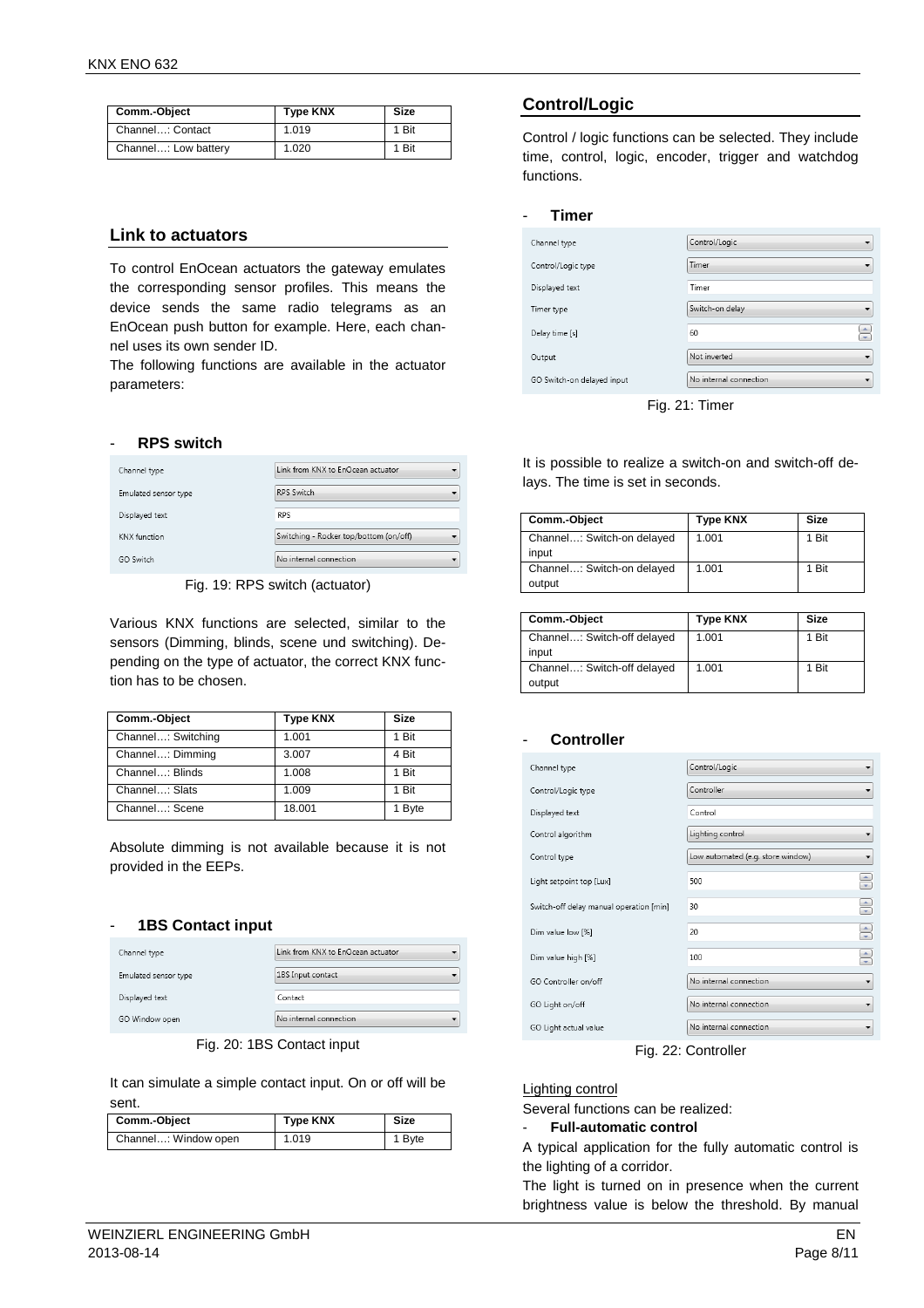| Comm.-Object | Type KNX | Size |
|---|---|---|
| Channel…: Contact | 1.019 | 1 Bit |
| Channel…: Low battery | 1.020 | 1 Bit |

## Link to actuators

To control EnOcean actuators the gateway emulates the corresponding sensor profiles. This means the device sends the same radio telegrams as an EnOcean push button for example. Here, each channel uses its own sender ID.
The following functions are available in the actuator parameters:

- **RPS switch**

| Channel type | Link from KNX to EnOcean actuator |
|---|---|
| Emulated sensor type | RPS Switch |
| Displayed text | RPS |
| KNX function | Switching - Rocker top/bottom (on/off) |
| GO Switch | No internal connection |

Fig. 19: RPS switch (actuator)

Various KNX functions are selected, similar to the sensors (Dimming, blinds, scene und switching). Depending on the type of actuator, the correct KNX function has to be chosen.

| Comm.-Object | Type KNX | Size |
|---|---|---|
| Channel…: Switching | 1.001 | 1 Bit |
| Channel…: Dimming | 3.007 | 4 Bit |
| Channel…: Blinds | 1.008 | 1 Bit |
| Channel…: Slats | 1.009 | 1 Bit |
| Channel…: Scene | 18.001 | 1 Byte |

Absolute dimming is not available because it is not provided in the EEPs.

- **1BS Contact input**

| Channel type | Link from KNX to EnOcean actuator |
|---|---|
| Emulated sensor type | 1BS Input contact |
| Displayed text | Contact |
| GO Window open | No internal connection |

Fig. 20: 1BS Contact input

It can simulate a simple contact input. On or off will be sent.

| Comm.-Object | Type KNX | Size |
|---|---|---|
| Channel…: Window open | 1.019 | 1 Byte |

## Control/Logic

Control / logic functions can be selected. They include time, control, logic, encoder, trigger and watchdog functions.

- **Timer**

| Channel type | Control/Logic |
|---|---|
| Control/Logic type | Timer |
| Displayed text | Timer |
| Timer type | Switch-on delay |
| Delay time [s] | 60 |
| Output | Not inverted |
| GO Switch-on delayed input | No internal connection |

Fig. 21: Timer

It is possible to realize a switch-on and switch-off delays. The time is set in seconds.

| Comm.-Object | Type KNX | Size |
|---|---|---|
| Channel…: Switch-on delayed input | 1.001 | 1 Bit |
| Channel…: Switch-on delayed output | 1.001 | 1 Bit |

| Comm.-Object | Type KNX | Size |
|---|---|---|
| Channel…: Switch-off delayed input | 1.001 | 1 Bit |
| Channel…: Switch-off delayed output | 1.001 | 1 Bit |

- **Controller**

| Channel type | Control/Logic |
|---|---|
| Control/Logic type | Controller |
| Displayed text | Control |
| Control algorithm | Lighting control |
| Control type | Low automated (e.g. store window) |
| Light setpoint top [Lux] | 500 |
| Switch-off delay manual operation [min] | 30 |
| Dim value low [%] | 20 |
| Dim value high [%] | 100 |
| GO Controller on/off | No internal connection |
| GO Light on/off | No internal connection |
| GO Light actual value | No internal connection |

Fig. 22: Controller

Lighting control

Several functions can be realized:

- **Full-automatic control**

A typical application for the fully automatic control is the lighting of a corridor.
The light is turned on in presence when the current brightness value is below the threshold. By manual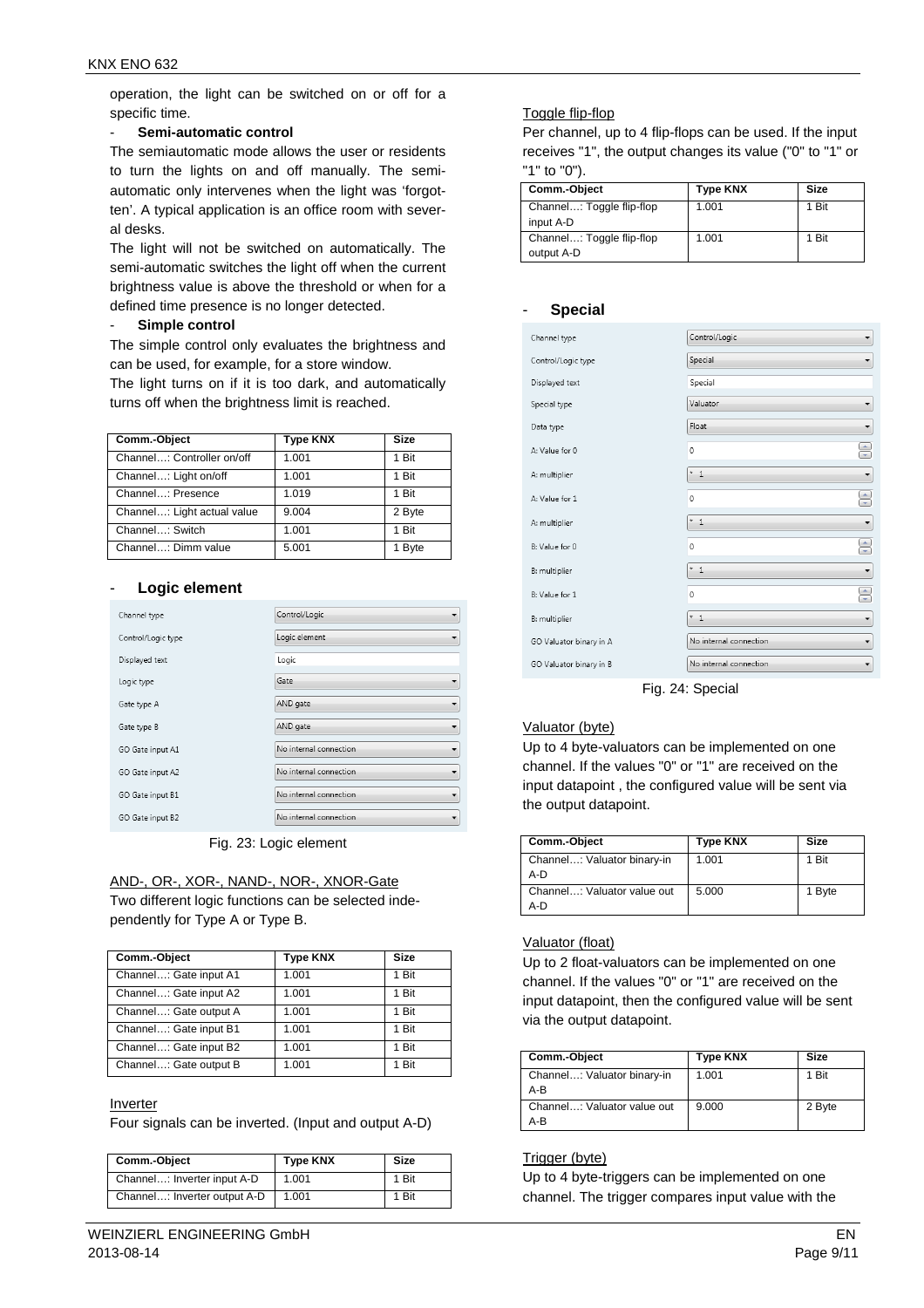operation, the light can be switched on or off for a specific time.

- **Semi-automatic control**

The semiautomatic mode allows the user or residents to turn the lights on and off manually. The semi-automatic only intervenes when the light was 'forgotten'. A typical application is an office room with several desks.

The light will not be switched on automatically. The semi-automatic switches the light off when the current brightness value is above the threshold or when for a defined time presence is no longer detected.

- **Simple control**

The simple control only evaluates the brightness and can be used, for example, for a store window.

The light turns on if it is too dark, and automatically turns off when the brightness limit is reached.

| Comm.-Object | Type KNX | Size |
|---|---|---|
| Channel…: Controller on/off | 1.001 | 1 Bit |
| Channel…: Light on/off | 1.001 | 1 Bit |
| Channel…: Presence | 1.019 | 1 Bit |
| Channel…: Light actual value | 9.004 | 2 Byte |
| Channel…: Switch | 1.001 | 1 Bit |
| Channel…: Dimm value | 5.001 | 1 Byte |

- **Logic element**

| | |
|---|---|
| Channel type | Control/Logic |
| Control/Logic type | Logic element |
| Displayed text | Logic |
| Logic type | Gate |
| Gate type A | AND gate |
| Gate type B | AND gate |
| GO Gate input A1 | No internal connection |
| GO Gate input A2 | No internal connection |
| GO Gate input B1 | No internal connection |
| GO Gate input B2 | No internal connection |

Fig. 23: Logic element

AND-, OR-, XOR-, NAND-, NOR-, XNOR-Gate

Two different logic functions can be selected independently for Type A or Type B.

| Comm.-Object | Type KNX | Size |
|---|---|---|
| Channel…: Gate input A1 | 1.001 | 1 Bit |
| Channel…: Gate input A2 | 1.001 | 1 Bit |
| Channel…: Gate output A | 1.001 | 1 Bit |
| Channel…: Gate input B1 | 1.001 | 1 Bit |
| Channel…: Gate input B2 | 1.001 | 1 Bit |
| Channel…: Gate output B | 1.001 | 1 Bit |

Inverter

Four signals can be inverted. (Input and output A-D)

| Comm.-Object | Type KNX | Size |
|---|---|---|
| Channel…: Inverter input A-D | 1.001 | 1 Bit |
| Channel…: Inverter output A-D | 1.001 | 1 Bit |

Toggle flip-flop

Per channel, up to 4 flip-flops can be used. If the input receives "1", the output changes its value ("0" to "1" or "1" to "0").

| Comm.-Object | Type KNX | Size |
|---|---|---|
| Channel…: Toggle flip-flop input A-D | 1.001 | 1 Bit |
| Channel…: Toggle flip-flop output A-D | 1.001 | 1 Bit |

- **Special**

| | |
|---|---|
| Channel type | Control/Logic |
| Control/Logic type | Special |
| Displayed text | Special |
| Special type | Valuator |
| Data type | Float |
| A: Value for 0 | 0 |
| A: multiplier | 1 |
| A: Value for 1 | 0 |
| A: multiplier | 1 |
| B: Value for 0 | 0 |
| B: multiplier | 1 |
| B: Value for 1 | 0 |
| B: multiplier | 1 |
| GO Valuator binary in A | No internal connection |
| GO Valuator binary in B | No internal connection |

Fig. 24: Special

Valuator (byte)

Up to 4 byte-valuators can be implemented on one channel. If the values "0" or "1" are received on the input datapoint , the configured value will be sent via the output datapoint.

| Comm.-Object | Type KNX | Size |
|---|---|---|
| Channel…: Valuator binary-in A-D | 1.001 | 1 Bit |
| Channel…: Valuator value out A-D | 5.000 | 1 Byte |

Valuator (float)

Up to 2 float-valuators can be implemented on one channel. If the values "0" or "1" are received on the input datapoint, then the configured value will be sent via the output datapoint.

| Comm.-Object | Type KNX | Size |
|---|---|---|
| Channel…: Valuator binary-in A-B | 1.001 | 1 Bit |
| Channel…: Valuator value out A-B | 9.000 | 2 Byte |

Trigger (byte)

Up to 4 byte-triggers can be implemented on one channel. The trigger compares input value with the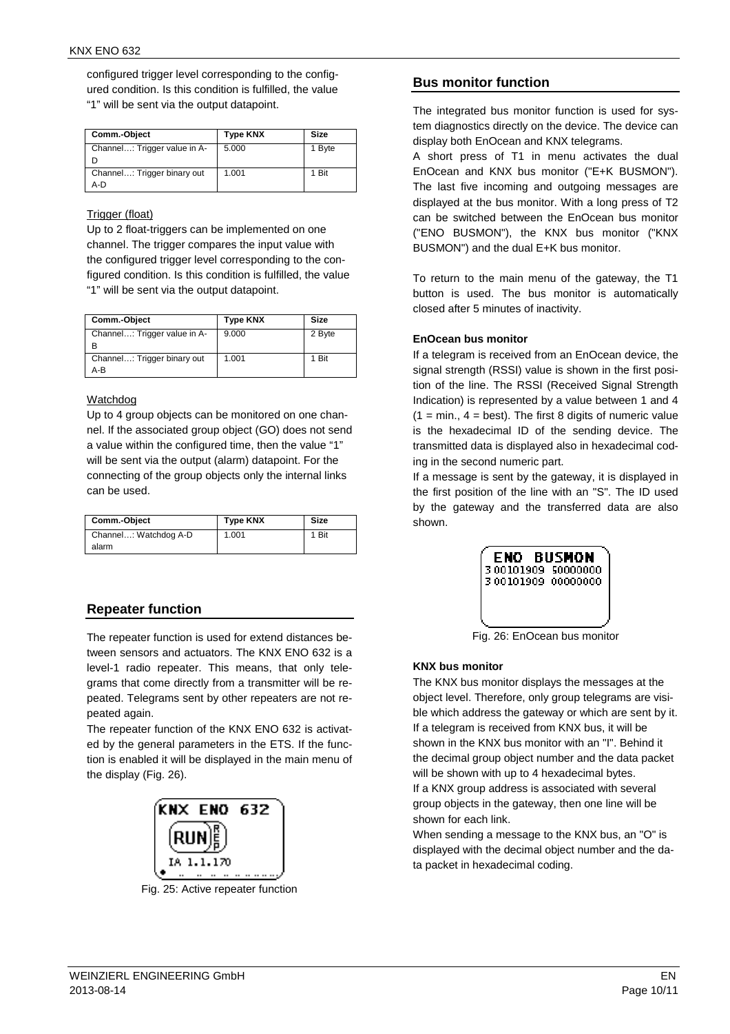configured trigger level corresponding to the configured condition. Is this condition is fulfilled, the value "1" will be sent via the output datapoint.

| Comm.-Object | Type KNX | Size |
|---|---|---|
| Channel…: Trigger value in A-D | 5.000 | 1 Byte |
| Channel…: Trigger binary out A-D | 1.001 | 1 Bit |

Trigger (float)

Up to 2 float-triggers can be implemented on one channel. The trigger compares the input value with the configured trigger level corresponding to the configured condition. Is this condition is fulfilled, the value "1" will be sent via the output datapoint.

| Comm.-Object | Type KNX | Size |
|---|---|---|
| Channel…: Trigger value in A-B | 9.000 | 2 Byte |
| Channel…: Trigger binary out A-B | 1.001 | 1 Bit |

Watchdog

Up to 4 group objects can be monitored on one channel. If the associated group object (GO) does not send a value within the configured time, then the value "1" will be sent via the output (alarm) datapoint. For the connecting of the group objects only the internal links can be used.

| Comm.-Object | Type KNX | Size |
|---|---|---|
| Channel…: Watchdog A-D alarm | 1.001 | 1 Bit |

## Repeater function

The repeater function is used for extend distances between sensors and actuators. The KNX ENO 632 is a level-1 radio repeater. This means, that only telegrams that come directly from a transmitter will be repeated. Telegrams sent by other repeaters are not repeated again.

The repeater function of the KNX ENO 632 is activated by the general parameters in the ETS. If the function is enabled it will be displayed in the main menu of the display (Fig. 26).

Fig. 25: Active repeater function

## Bus monitor function

The integrated bus monitor function is used for system diagnostics directly on the device. The device can display both EnOcean and KNX telegrams.

A short press of T1 in menu activates the dual EnOcean and KNX bus monitor ("E+K BUSMON"). The last five incoming and outgoing messages are displayed at the bus monitor. With a long press of T2 can be switched between the EnOcean bus monitor ("ENO BUSMON"), the KNX bus monitor ("KNX BUSMON") and the dual E+K bus monitor.

To return to the main menu of the gateway, the T1 button is used. The bus monitor is automatically closed after 5 minutes of inactivity.

**EnOcean bus monitor**

If a telegram is received from an EnOcean device, the signal strength (RSSI) value is shown in the first position of the line. The RSSI (Received Signal Strength Indication) is represented by a value between 1 and 4 (1 = min., 4 = best). The first 8 digits of numeric value is the hexadecimal ID of the sending device. The transmitted data is displayed also in hexadecimal coding in the second numeric part.

If a message is sent by the gateway, it is displayed in the first position of the line with an "S". The ID used by the gateway and the transferred data are also shown.

Fig. 26: EnOcean bus monitor

**KNX bus monitor**

The KNX bus monitor displays the messages at the object level. Therefore, only group telegrams are visible which address the gateway or which are sent by it. If a telegram is received from KNX bus, it will be shown in the KNX bus monitor with an "I". Behind it the decimal group object number and the data packet will be shown with up to 4 hexadecimal bytes.

If a KNX group address is associated with several group objects in the gateway, then one line will be shown for each link.

When sending a message to the KNX bus, an "O" is displayed with the decimal object number and the data packet in hexadecimal coding.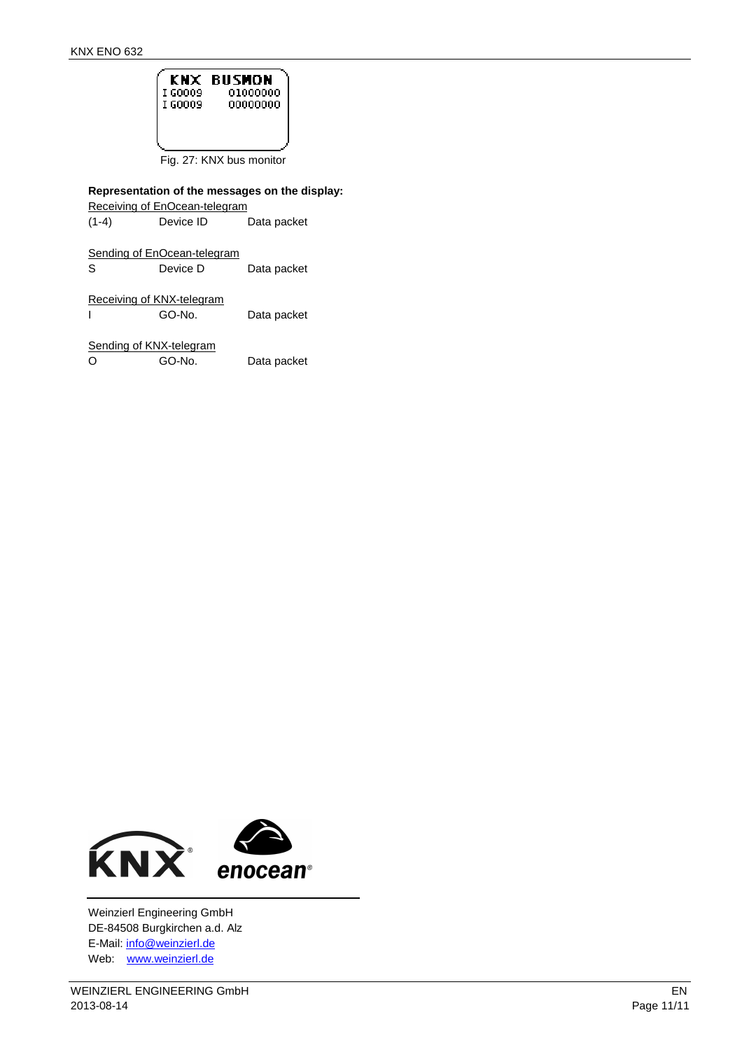KNX BUSMON
I G0009 01000000
I G0009 00000000

Fig. 27: KNX bus monitor

**Representation of the messages on the display:**

Receiving of EnOcean-telegram

| | | |
|---|---|---|
| (1-4) | Device ID | Data packet |

Sending of EnOcean-telegram

| | | |
|---|---|---|
| S | Device D | Data packet |

Receiving of KNX-telegram

| | | |
|---|---|---|
| I | GO-No. | Data packet |

Sending of KNX-telegram

| | | |
|---|---|---|
| O | GO-No. | Data packet |

KNX® enocean®

Weinzierl Engineering GmbH
DE-84508 Burgkirchen a.d. Alz
E-Mail: info@weinzierl.de
Web: www.weinzierl.de